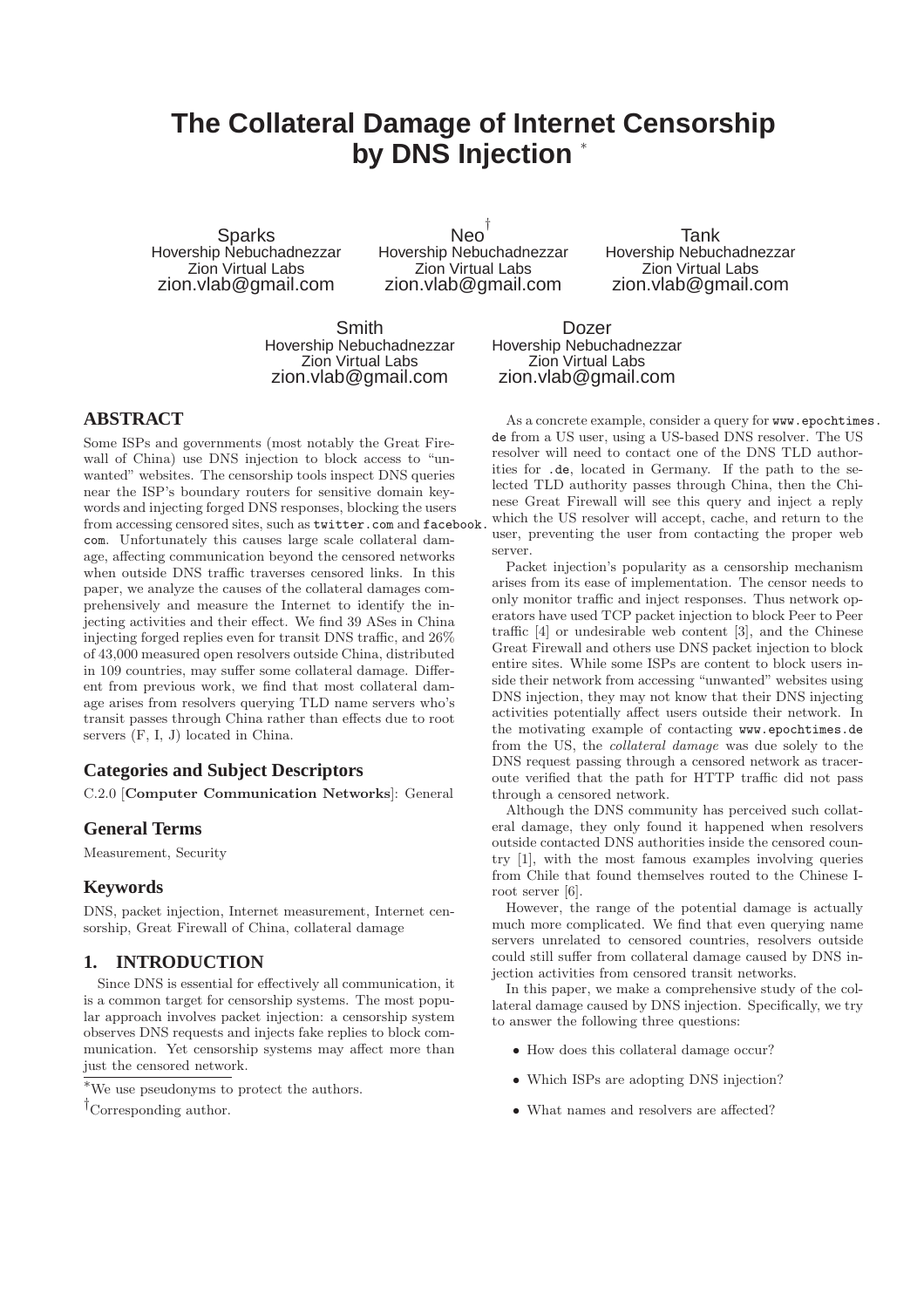# The Collateral Damage of Internet Censorship by DNS Injection [*]

Sparks
Hovership Nebuchadnezzar
Zion Virtual Labs
zion.vlab@gmail.com

Neo[†]
Hovership Nebuchadnezzar
Zion Virtual Labs
zion.vlab@gmail.com

Tank
Hovership Nebuchadnezzar
Zion Virtual Labs
zion.vlab@gmail.com

Smith
Hovership Nebuchadnezzar
Zion Virtual Labs
zion.vlab@gmail.com

Dozer
Hovership Nebuchadnezzar
Zion Virtual Labs
zion.vlab@gmail.com

## ABSTRACT

Some ISPs and governments (most notably the Great Firewall of China) use DNS injection to block access to "unwanted" websites. The censorship tools inspect DNS queries near the ISP's boundary routers for sensitive domain keywords and injecting forged DNS responses, blocking the users from accessing censored sites, such as `twitter.com` and `facebook.com`. Unfortunately this causes large scale collateral damage, affecting communication beyond the censored networks when outside DNS traffic traverses censored links. In this paper, we analyze the causes of the collateral damages comprehensively and measure the Internet to identify the injecting activities and their effect. We find 39 ASes in China injecting forged replies even for transit DNS traffic, and 26% of 43,000 measured open resolvers outside China, distributed in 109 countries, may suffer some collateral damage. Different from previous work, we find that most collateral damage arises from resolvers querying TLD name servers who's transit passes through China rather than effects due to root servers (F, I, J) located in China.

## Categories and Subject Descriptors

C.2.0 [**Computer Communication Networks**]: General

## General Terms

Measurement, Security

## Keywords

DNS, packet injection, Internet measurement, Internet censorship, Great Firewall of China, collateral damage

## 1. INTRODUCTION

Since DNS is essential for effectively all communication, it is a common target for censorship systems. The most popular approach involves packet injection: a censorship system observes DNS requests and injects fake replies to block communication. Yet censorship systems may affect more than just the censored network.

As a concrete example, consider a query for `www.epochtimes.de` from a US user, using a US-based DNS resolver. The US resolver will need to contact one of the DNS TLD authorities for `.de`, located in Germany. If the path to the selected TLD authority passes through China, then the Chinese Great Firewall will see this query and inject a reply which the US resolver will accept, cache, and return to the user, preventing the user from contacting the proper web server.

Packet injection's popularity as a censorship mechanism arises from its ease of implementation. The censor needs to only monitor traffic and inject responses. Thus network operators have used TCP packet injection to block Peer to Peer traffic [4] or undesirable web content [3], and the Chinese Great Firewall and others use DNS packet injection to block entire sites. While some ISPs are content to block users inside their network from accessing "unwanted" websites using DNS injection, they may not know that their DNS injecting activities potentially affect users outside their network. In the motivating example of contacting `www.epochtimes.de` from the US, the *collateral damage* was due solely to the DNS request passing through a censored network as traceroute verified that the path for HTTP traffic did not pass through a censored network.

Although the DNS community has perceived such collateral damage, they only found it happened when resolvers outside contacted DNS authorities inside the censored country [1], with the most famous examples involving queries from Chile that found themselves routed to the Chinese I-root server [6].

However, the range of the potential damage is actually much more complicated. We find that even querying name servers unrelated to censored countries, resolvers outside could still suffer from collateral damage caused by DNS injection activities from censored transit networks.

In this paper, we make a comprehensive study of the collateral damage caused by DNS injection. Specifically, we try to answer the following three questions:

- How does this collateral damage occur?
- Which ISPs are adopting DNS injection?
- What names and resolvers are affected?

[*] We use pseudonyms to protect the authors.

[†] Corresponding author.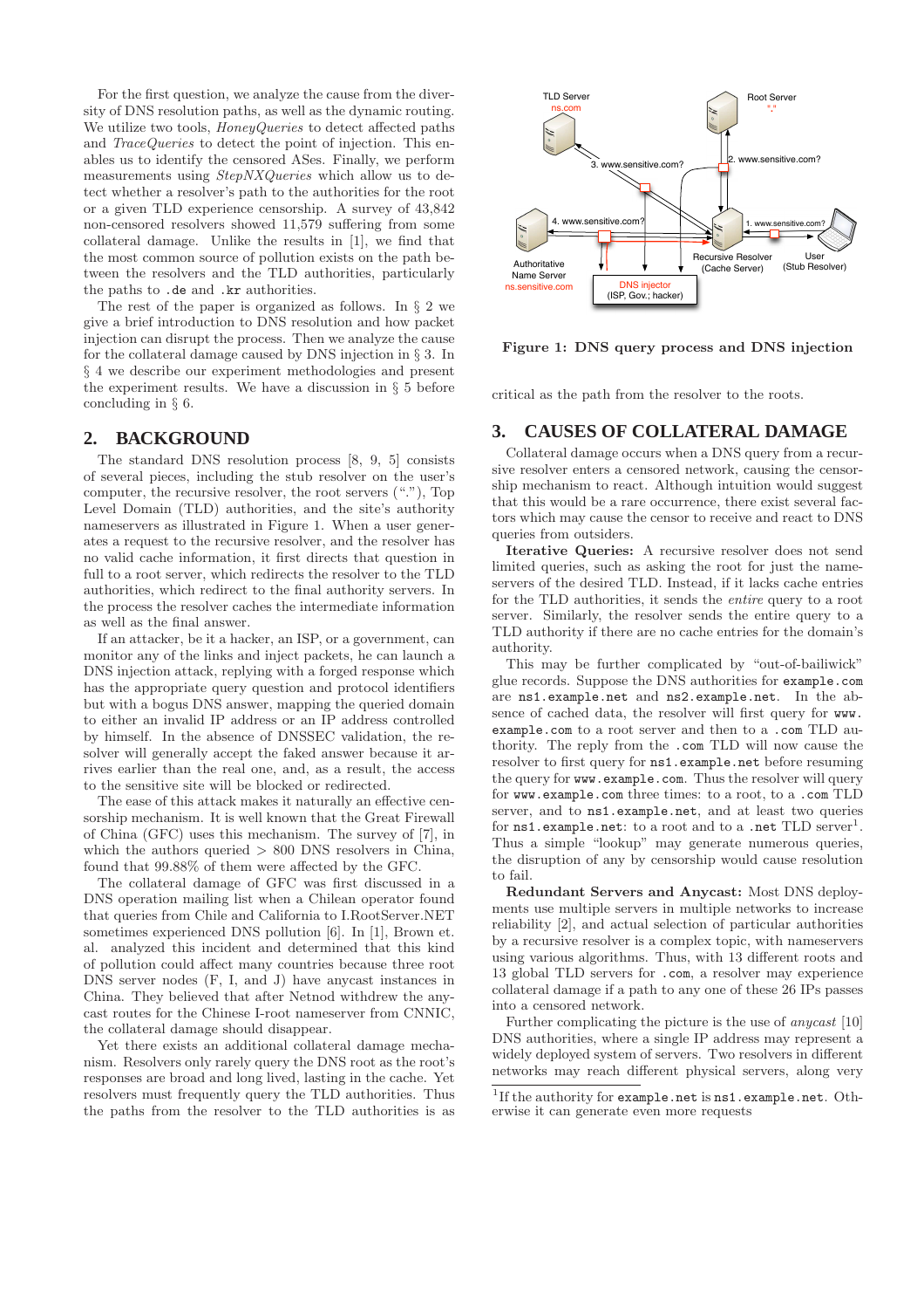For the first question, we analyze the cause from the diversity of DNS resolution paths, as well as the dynamic routing. We utilize two tools, *HoneyQueries* to detect affected paths and *TraceQueries* to detect the point of injection. This enables us to identify the censored ASes. Finally, we perform measurements using *StepNXQueries* which allow us to detect whether a resolver's path to the authorities for the root or a given TLD experience censorship. A survey of 43,842 non-censored resolvers showed 11,579 suffering from some collateral damage. Unlike the results in [1], we find that the most common source of pollution exists on the path between the resolvers and the TLD authorities, particularly the paths to `.de` and `.kr` authorities.

The rest of the paper is organized as follows. In § 2 we give a brief introduction to DNS resolution and how packet injection can disrupt the process. Then we analyze the cause for the collateral damage caused by DNS injection in § 3. In § 4 we describe our experiment methodologies and present the experiment results. We have a discussion in § 5 before concluding in § 6.

## 2. BACKGROUND

The standard DNS resolution process [8, 9, 5] consists of several pieces, including the stub resolver on the user's computer, the recursive resolver, the root servers ("."), Top Level Domain (TLD) authorities, and the site's authority nameservers as illustrated in Figure 1. When a user generates a request to the recursive resolver, and the resolver has no valid cache information, it first directs that question in full to a root server, which redirects the resolver to the TLD authorities, which redirect to the final authority servers. In the process the resolver caches the intermediate information as well as the final answer.

If an attacker, be it a hacker, an ISP, or a government, can monitor any of the links and inject packets, he can launch a DNS injection attack, replying with a forged response which has the appropriate query question and protocol identifiers but with a bogus DNS answer, mapping the queried domain to either an invalid IP address or an IP address controlled by himself. In the absence of DNSSEC validation, the resolver will generally accept the faked answer because it arrives earlier than the real one, and, as a result, the access to the sensitive site will be blocked or redirected.

The ease of this attack makes it naturally an effective censorship mechanism. It is well known that the Great Firewall of China (GFC) uses this mechanism. The survey of [7], in which the authors queried $>$ 800 DNS resolvers in China, found that 99.88% of them were affected by the GFC.

The collateral damage of GFC was first discussed in a DNS operation mailing list when a Chilean operator found that queries from Chile and California to I.RootServer.NET sometimes experienced DNS pollution [6]. In [1], Brown et. al. analyzed this incident and determined that this kind of pollution could affect many countries because three root DNS server nodes (F, I, and J) have anycast instances in China. They believed that after Netnod withdrew the anycast routes for the Chinese I-root nameserver from CNNIC, the collateral damage should disappear.

Yet there exists an additional collateral damage mechanism. Resolvers only rarely query the DNS root as the root's responses are broad and long lived, lasting in the cache. Yet resolvers must frequently query the TLD authorities. Thus the paths from the resolver to the TLD authorities is as critical as the path from the resolver to the roots.

TLD Server
ns.com

Root Server
"."

3. www.sensitive.com?

2. www.sensitive.com?

4. www.sensitive.com?

1. www.sensitive.com?

Authoritative Name Server
ns.sensitive.com

Recursive Resolver (Cache Server)

User (Stub Resolver)

DNS injector (ISP, Gov.; hacker)

**Figure 1: DNS query process and DNS injection**

## 3. CAUSES OF COLLATERAL DAMAGE

Collateral damage occurs when a DNS query from a recursive resolver enters a censored network, causing the censorship mechanism to react. Although intuition would suggest that this would be a rare occurrence, there exist several factors which may cause the censor to receive and react to DNS queries from outsiders.

**Iterative Queries:** A recursive resolver does not send limited queries, such as asking the root for just the nameservers of the desired TLD. Instead, if it lacks cache entries for the TLD authorities, it sends the *entire* query to a root server. Similarly, the resolver sends the entire query to a TLD authority if there are no cache entries for the domain's authority.

This may be further complicated by "out-of-bailiwick" glue records. Suppose the DNS authorities for `example.com` are `ns1.example.net` and `ns2.example.net`. In the absence of cached data, the resolver will first query for `www.example.com` to a root server and then to a `.com` TLD authority. The reply from the `.com` TLD will now cause the resolver to first query for `ns1.example.net` before resuming the query for `www.example.com`. Thus the resolver will query for `www.example.com` three times: to a root, to a `.com` TLD server, and to `ns1.example.net`, and at least two queries for `ns1.example.net`: to a root and to a `.net` TLD server[1]. Thus a simple "lookup" may generate numerous queries, the disruption of any by censorship would cause resolution to fail.

**Redundant Servers and Anycast:** Most DNS deployments use multiple servers in multiple networks to increase reliability [2], and actual selection of particular authorities by a recursive resolver is a complex topic, with nameservers using various algorithms. Thus, with 13 different roots and 13 global TLD servers for `.com`, a resolver may experience collateral damage if a path to any one of these 26 IPs passes into a censored network.

Further complicating the picture is the use of *anycast* [10] DNS authorities, where a single IP address may represent a widely deployed system of servers. Two resolvers in different networks may reach different physical servers, along very

[1]If the authority for `example.net` is `ns1.example.net`. Otherwise it can generate even more requests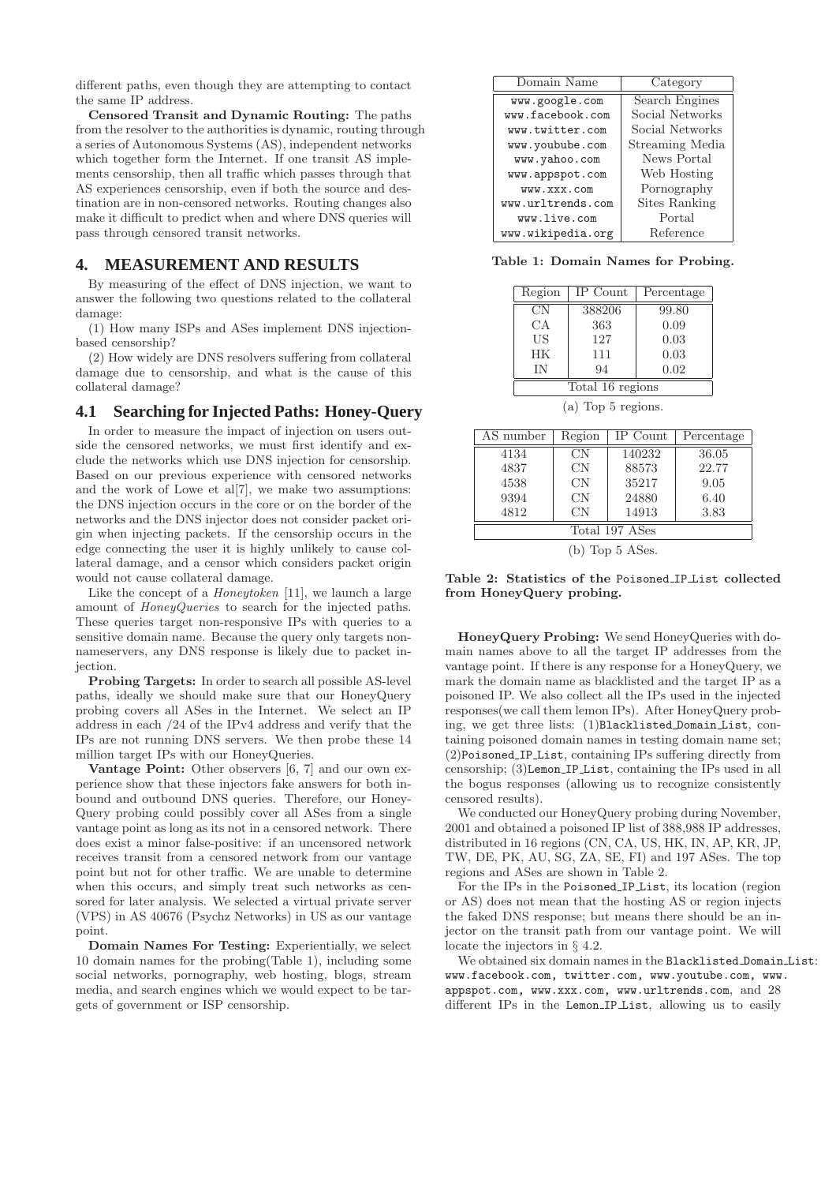different paths, even though they are attempting to contact the same IP address.

**Censored Transit and Dynamic Routing:** The paths from the resolver to the authorities is dynamic, routing through a series of Autonomous Systems (AS), independent networks which together form the Internet. If one transit AS implements censorship, then all traffic which passes through that AS experiences censorship, even if both the source and destination are in non-censored networks. Routing changes also make it difficult to predict when and where DNS queries will pass through censored transit networks.

## 4. MEASUREMENT AND RESULTS

By measuring of the effect of DNS injection, we want to answer the following two questions related to the collateral damage:

(1) How many ISPs and ASes implement DNS injection-based censorship?

(2) How widely are DNS resolvers suffering from collateral damage due to censorship, and what is the cause of this collateral damage?

### 4.1 Searching for Injected Paths: Honey-Query

In order to measure the impact of injection on users outside the censored networks, we must first identify and exclude the networks which use DNS injection for censorship. Based on our previous experience with censored networks and the work of Lowe et al[7], we make two assumptions: the DNS injection occurs in the core or on the border of the networks and the DNS injector does not consider packet origin when injecting packets. If the censorship occurs in the edge connecting the user it is highly unlikely to cause collateral damage, and a censor which considers packet origin would not cause collateral damage.

Like the concept of a *Honeytoken* [11], we launch a large amount of *HoneyQueries* to search for the injected paths. These queries target non-responsive IPs with queries to a sensitive domain name. Because the query only targets non-nameservers, any DNS response is likely due to packet injection.

**Probing Targets:** In order to search all possible AS-level paths, ideally we should make sure that our HoneyQuery probing covers all ASes in the Internet. We select an IP address in each /24 of the IPv4 address and verify that the IPs are not running DNS servers. We then probe these 14 million target IPs with our HoneyQueries.

**Vantage Point:** Other observers [6, 7] and our own experience show that these injectors fake answers for both inbound and outbound DNS queries. Therefore, our HoneyQuery probing could possibly cover all ASes from a single vantage point as long as its not in a censored network. There does exist a minor false-positive: if an uncensored network receives transit from a censored network from our vantage point but not for other traffic. We are unable to determine when this occurs, and simply treat such networks as censored for later analysis. We selected a virtual private server (VPS) in AS 40676 (Psychz Networks) in US as our vantage point.

**Domain Names For Testing:** Experientially, we select 10 domain names for the probing(Table 1), including some social networks, pornography, web hosting, blogs, stream media, and search engines which we would expect to be targets of government or ISP censorship.

| Domain Name | Category |
|---|---|
| www.google.com | Search Engines |
| www.facebook.com | Social Networks |
| www.twitter.com | Social Networks |
| www.youbube.com | Streaming Media |
| www.yahoo.com | News Portal |
| www.appspot.com | Web Hosting |
| www.xxx.com | Pornography |
| www.urltrends.com | Sites Ranking |
| www.live.com | Portal |
| www.wikipedia.org | Reference |

**Table 1: Domain Names for Probing.**

| Region | IP Count | Percentage |
|---|---|---|
| CN | 388206 | 99.80 |
| CA | 363 | 0.09 |
| US | 127 | 0.03 |
| HK | 111 | 0.03 |
| IN | 94 | 0.02 |
| Total 16 regions | | |

(a) Top 5 regions.

| AS number | Region | IP Count | Percentage |
|---|---|---|---|
| 4134 | CN | 140232 | 36.05 |
| 4837 | CN | 88573 | 22.77 |
| 4538 | CN | 35217 | 9.05 |
| 9394 | CN | 24880 | 6.40 |
| 4812 | CN | 14913 | 3.83 |
| Total 197 ASes | | | |

(b) Top 5 ASes.

**Table 2: Statistics of the Poisoned_IP_List collected from HoneyQuery probing.**

**HoneyQuery Probing:** We send HoneyQueries with domain names above to all the target IP addresses from the vantage point. If there is any response for a HoneyQuery, we mark the domain name as blacklisted and the target IP as a poisoned IP. We also collect all the IPs used in the injected responses(we call them lemon IPs). After HoneyQuery probing, we get three lists: (1)`Blacklisted_Domain_List`, containing poisoned domain names in testing domain name set; (2)`Poisoned_IP_List`, containing IPs suffering directly from censorship; (3)`Lemon_IP_List`, containing the IPs used in all the bogus responses (allowing us to recognize consistently censored results).

We conducted our HoneyQuery probing during November, 2001 and obtained a poisoned IP list of 388,988 IP addresses, distributed in 16 regions (CN, CA, US, HK, IN, AP, KR, JP, TW, DE, PK, AU, SG, ZA, SE, FI) and 197 ASes. The top regions and ASes are shown in Table 2.

For the IPs in the `Poisoned_IP_List`, its location (region or AS) does not mean that the hosting AS or region injects the faked DNS response; but means there should be an injector on the transit path from our vantage point. We will locate the injectors in § 4.2.

We obtained six domain names in the `Blacklisted_Domain_List`: `www.facebook.com, twitter.com, www.youtube.com, www.appspot.com, www.xxx.com, www.urltrends.com`, and 28 different IPs in the `Lemon_IP_List`, allowing us to easily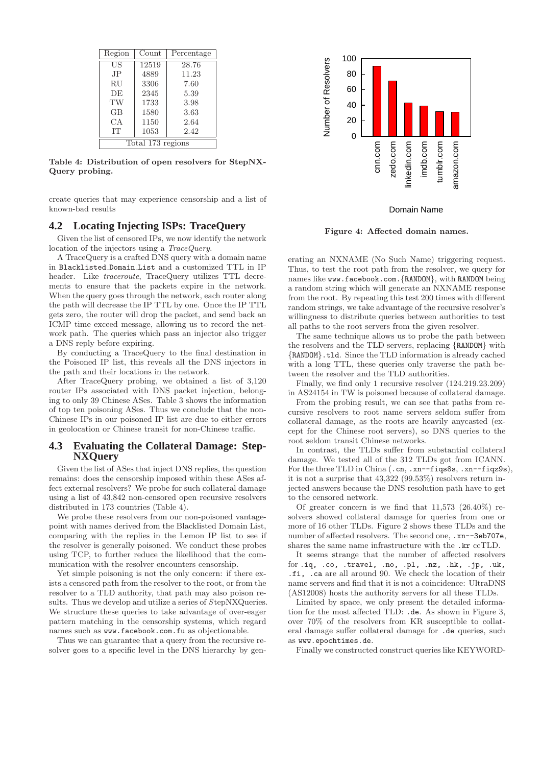| Region | Count | Percentage |
|---|---|---|
| US | 12519 | 28.76 |
| JP | 4889 | 11.23 |
| RU | 3306 | 7.60 |
| DE | 2345 | 5.39 |
| TW | 1733 | 3.98 |
| GB | 1580 | 3.63 |
| CA | 1150 | 2.64 |
| IT | 1053 | 2.42 |
| Total 173 regions | | |

**Table 4: Distribution of open resolvers for StepNXQuery probing.**

create queries that may experience censorship and a list of known-bad results

## 4.2 Locating Injecting ISPs: TraceQuery

Given the list of censored IPs, we now identify the network location of the injectors using a *TraceQuery*.

A TraceQuery is a crafted DNS query with a domain name in Blacklisted_Domain_List and a customized TTL in IP header. Like *traceroute*, TraceQuery utilizes TTL decrements to ensure that the packets expire in the network. When the query goes through the network, each router along the path will decrease the IP TTL by one. Once the IP TTL gets zero, the router will drop the packet, and send back an ICMP time exceed message, allowing us to record the network path. The queries which pass an injector also trigger a DNS reply before expiring.

By conducting a TraceQuery to the final destination in the Poisoned IP list, this reveals all the DNS injectors in the path and their locations in the network.

After TraceQuery probing, we obtained a list of 3,120 router IPs associated with DNS packet injection, belonging to only 39 Chinese ASes. Table 3 shows the information of top ten poisoning ASes. Thus we conclude that the non-Chinese IPs in our poisoned IP list are due to either errors in geolocation or Chinese transit for non-Chinese traffic.

## 4.3 Evaluating the Collateral Damage: StepNXQuery

Given the list of ASes that inject DNS replies, the question remains: does the censorship imposed within these ASes affect external resolvers? We probe for such collateral damage using a list of 43,842 non-censored open recursive resolvers distributed in 173 countries (Table 4).

We probe these resolvers from our non-poisoned vantage-point with names derived from the Blacklisted Domain List, comparing with the replies in the Lemon IP list to see if the resolver is generally poisoned. We conduct these probes using TCP, to further reduce the likelihood that the communication with the resolver encounters censorship.

Yet simple poisoning is not the only concern: if there exists a censored path from the resolver to the root, or from the resolver to a TLD authority, that path may also poison results. Thus we develop and utilize a series of *S*tepNXQueries. We structure these queries to take advantage of over-eager pattern matching in the censorship systems, which regard names such as www.facebook.com.fu as objectionable.

Thus we can guarantee that a query from the recursive resolver goes to a specific level in the DNS hierarchy by generating an NXNAME (No Such Name) triggering request. Thus, to test the root path from the resolver, we query for names like www.facebook.com.{RANDOM}, with RANDOM being a random string which will generate an NXNAME response from the root. By repeating this test 200 times with different random strings, we take advantage of the recursive resolver's willingness to distribute queries between authorities to test all paths to the root servers from the given resolver.

| Domain Name | Number of Resolvers |
|---|---|
| cnn.com | 90 |
| zedo.com | 71 |
| linkedin.com | 43 |
| imdb.com | 39 |
| tumblr.com | 32 |
| amazon.com | 31 |

**Figure 4: Affected domain names.**

The same technique allows us to probe the path between the resolvers and the TLD servers, replacing {RANDOM} with {RANDOM}.tld. Since the TLD information is already cached with a long TTL, these queries only traverse the path between the resolver and the TLD authorities.

Finally, we find only 1 recursive resolver (124.219.23.209) in AS24154 in TW is poisoned because of collateral damage.

From the probing result, we can see that paths from recursive resolvers to root name servers seldom suffer from collateral damage, as the roots are heavily anycasted (except for the Chinese root servers), so DNS queries to the root seldom transit Chinese networks.

In contrast, the TLDs suffer from substantial collateral damage. We tested all of the 312 TLDs got from ICANN. For the three TLD in China (.cn, .xn--fiqs8s, .xn--fiqz9s), it is not a surprise that 43,322 (99.53%) resolvers return injected answers because the DNS resolution path have to get to the censored network.

Of greater concern is we find that 11,573 (26.40%) resolvers showed collateral damage for queries from one or more of 16 other TLDs. Figure 2 shows these TLDs and the number of affected resolvers. The second one, .xn--3eb707e, shares the same name infrastructure with the .kr ccTLD.

It seems strange that the number of affected resolvers for .iq, .co, .travel, .no, .pl, .nz, .hk, .jp, .uk, .fi, .ca are all around 90. We check the location of their name servers and find that it is not a coincidence: UltraDNS (AS12008) hosts the authority servers for all these TLDs.

Limited by space, we only present the detailed information for the most affected TLD: .de. As shown in Figure 3, over 70% of the resolvers from KR susceptible to collateral damage suffer collateral damage for .de queries, such as www.epochtimes.de.

Finally we constructed construct queries like KEYWORD-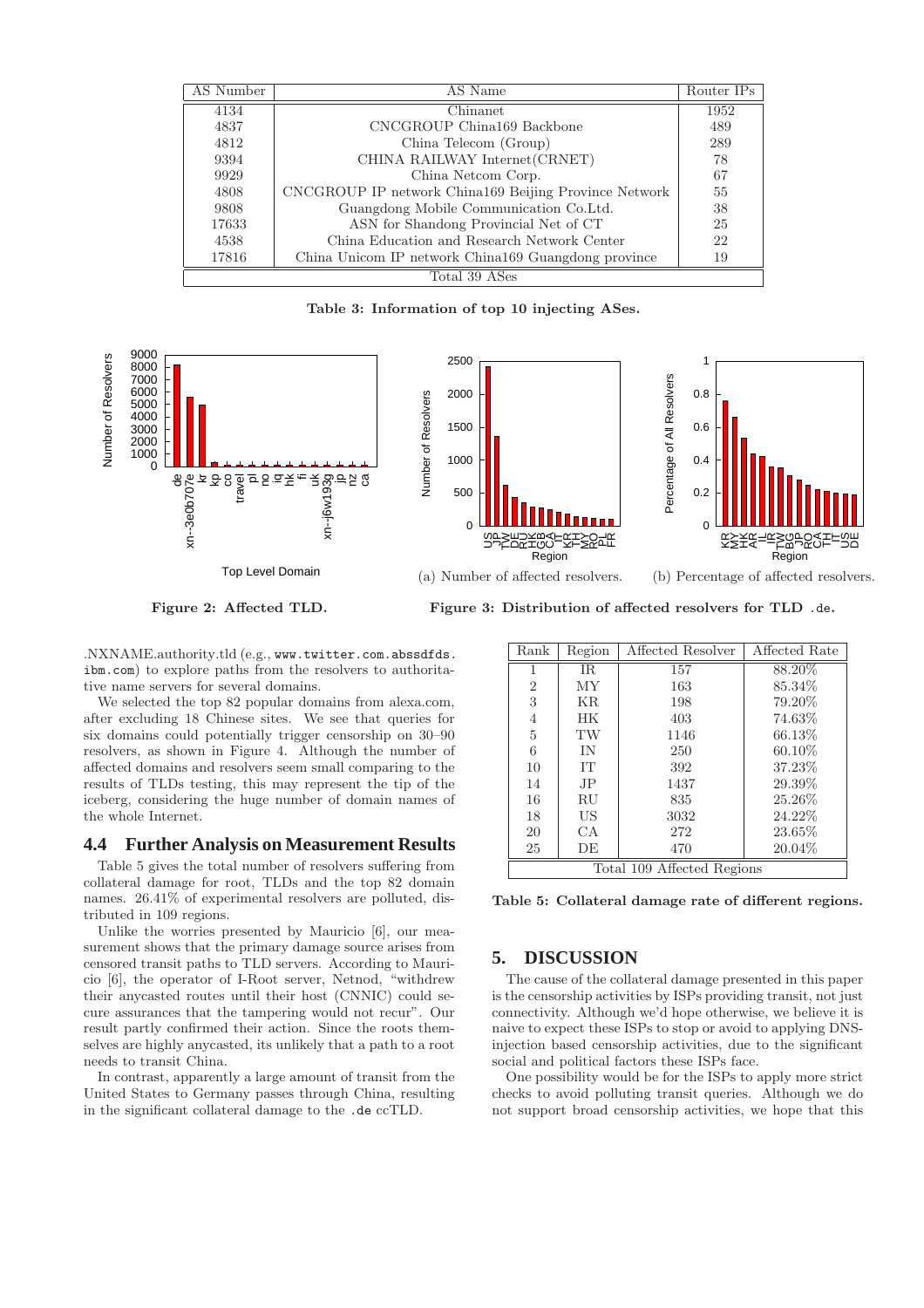| AS Number | AS Name | Router IPs |
|---|---|---|
| 4134 | Chinanet | 1952 |
| 4837 | CNCGROUP China169 Backbone | 489 |
| 4812 | China Telecom (Group) | 289 |
| 9394 | CHINA RAILWAY Internet(CRNET) | 78 |
| 9929 | China Netcom Corp. | 67 |
| 4808 | CNCGROUP IP network China169 Beijing Province Network | 55 |
| 9808 | Guangdong Mobile Communication Co.Ltd. | 38 |
| 17633 | ASN for Shandong Provincial Net of CT | 25 |
| 4538 | China Education and Research Network Center | 22 |
| 17816 | China Unicom IP network China169 Guangdong province | 19 |
| Total 39 ASes | | |

**Table 3: Information of top 10 injecting ASes.**

**Figure 2: Affected TLD.**

(a) Number of affected resolvers. (b) Percentage of affected resolvers.

**Figure 3: Distribution of affected resolvers for TLD .de.**

.NXNAME.authority.tld (e.g., www.twitter.com.abssdfds.ibm.com) to explore paths from the resolvers to authoritative name servers for several domains.

We selected the top 82 popular domains from alexa.com, after excluding 18 Chinese sites. We see that queries for six domains could potentially trigger censorship on 30–90 resolvers, as shown in Figure 4. Although the number of affected domains and resolvers seem small comparing to the results of TLDs testing, this may represent the tip of the iceberg, considering the huge number of domain names of the whole Internet.

## 4.4 Further Analysis on Measurement Results

Table 5 gives the total number of resolvers suffering from collateral damage for root, TLDs and the top 82 domain names. 26.41% of experimental resolvers are polluted, distributed in 109 regions.

Unlike the worries presented by Mauricio [6], our measurement shows that the primary damage source arises from censored transit paths to TLD servers. According to Mauricio [6], the operator of I-Root server, Netnod, "withdrew their anycasted routes until their host (CNNIC) could secure assurances that the tampering would not recur". Our result partly confirmed their action. Since the roots themselves are highly anycasted, its unlikely that a path to a root needs to transit China.

In contrast, apparently a large amount of transit from the United States to Germany passes through China, resulting in the significant collateral damage to the .de ccTLD.

| Rank | Region | Affected Resolver | Affected Rate |
|---|---|---|---|
| 1 | IR | 157 | 88.20% |
| 2 | MY | 163 | 85.34% |
| 3 | KR | 198 | 79.20% |
| 4 | HK | 403 | 74.63% |
| 5 | TW | 1146 | 66.13% |
| 6 | IN | 250 | 60.10% |
| 10 | IT | 392 | 37.23% |
| 14 | JP | 1437 | 29.39% |
| 16 | RU | 835 | 25.26% |
| 18 | US | 3032 | 24.22% |
| 20 | CA | 272 | 23.65% |
| 25 | DE | 470 | 20.04% |
| Total 109 Affected Regions | | | |

**Table 5: Collateral damage rate of different regions.**

## 5. DISCUSSION

The cause of the collateral damage presented in this paper is the censorship activities by ISPs providing transit, not just connectivity. Although we'd hope otherwise, we believe it is naive to expect these ISPs to stop or avoid to applying DNS-injection based censorship activities, due to the significant social and political factors these ISPs face.

One possibility would be for the ISPs to apply more strict checks to avoid polluting transit queries. Although we do not support broad censorship activities, we hope that this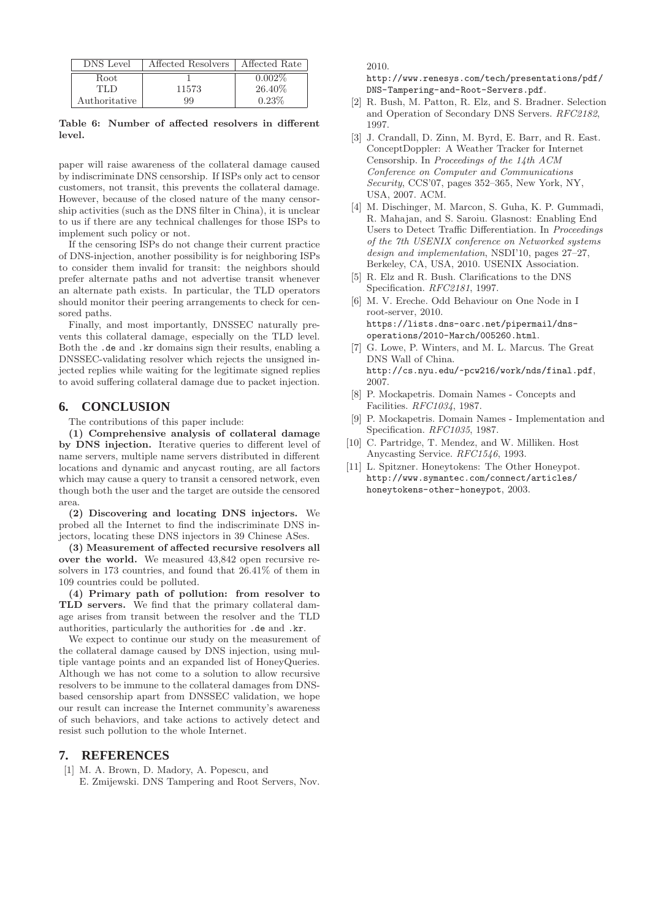| DNS Level | Affected Resolvers | Affected Rate |
| --- | --- | --- |
| Root | 1 | 0.002% |
| TLD | 11573 | 26.40% |
| Authoritative | 99 | 0.23% |

**Table 6: Number of affected resolvers in different level.**

paper will raise awareness of the collateral damage caused by indiscriminate DNS censorship. If ISPs only act to censor customers, not transit, this prevents the collateral damage. However, because of the closed nature of the many censorship activities (such as the DNS filter in China), it is unclear to us if there are any technical challenges for those ISPs to implement such policy or not.

If the censoring ISPs do not change their current practice of DNS-injection, another possibility is for neighboring ISPs to consider them invalid for transit: the neighbors should prefer alternate paths and not advertise transit whenever an alternate path exists. In particular, the TLD operators should monitor their peering arrangements to check for censored paths.

Finally, and most importantly, DNSSEC naturally prevents this collateral damage, especially on the TLD level. Both the .de and .kr domains sign their results, enabling a DNSSEC-validating resolver which rejects the unsigned injected replies while waiting for the legitimate signed replies to avoid suffering collateral damage due to packet injection.

# 6. CONCLUSION

The contributions of this paper include:

**(1) Comprehensive analysis of collateral damage by DNS injection.** Iterative queries to different level of name servers, multiple name servers distributed in different locations and dynamic and anycast routing, are all factors which may cause a query to transit a censored network, even though both the user and the target are outside the censored area.

**(2) Discovering and locating DNS injectors.** We probed all the Internet to find the indiscriminate DNS injectors, locating these DNS injectors in 39 Chinese ASes.

**(3) Measurement of affected recursive resolvers all over the world.** We measured 43,842 open recursive resolvers in 173 countries, and found that 26.41% of them in 109 countries could be polluted.

**(4) Primary path of pollution: from resolver to TLD servers.** We find that the primary collateral damage arises from transit between the resolver and the TLD authorities, particularly the authorities for .de and .kr.

We expect to continue our study on the measurement of the collateral damage caused by DNS injection, using multiple vantage points and an expanded list of HoneyQueries. Although we has not come to a solution to allow recursive resolvers to be immune to the collateral damages from DNS-based censorship apart from DNSSEC validation, we hope our result can increase the Internet community's awareness of such behaviors, and take actions to actively detect and resist such pollution to the whole Internet.

# 7. REFERENCES

[1] M. A. Brown, D. Madory, A. Popescu, and E. Zmijewski. DNS Tampering and Root Servers, Nov. 2010. http://www.renesys.com/tech/presentations/pdf/DNS-Tampering-and-Root-Servers.pdf.

[2] R. Bush, M. Patton, R. Elz, and S. Bradner. Selection and Operation of Secondary DNS Servers. *RFC2182*, 1997.

[3] J. Crandall, D. Zinn, M. Byrd, E. Barr, and R. East. ConceptDoppler: A Weather Tracker for Internet Censorship. In *Proceedings of the 14th ACM Conference on Computer and Communications Security*, CCS'07, pages 352–365, New York, NY, USA, 2007. ACM.

[4] M. Dischinger, M. Marcon, S. Guha, K. P. Gummadi, R. Mahajan, and S. Saroiu. Glasnost: Enabling End Users to Detect Traffic Differentiation. In *Proceedings of the 7th USENIX conference on Networked systems design and implementation*, NSDI'10, pages 27–27, Berkeley, CA, USA, 2010. USENIX Association.

[5] R. Elz and R. Bush. Clarifications to the DNS Specification. *RFC2181*, 1997.

[6] M. V. Ereche. Odd Behaviour on One Node in I root-server, 2010. https://lists.dns-oarc.net/pipermail/dns-operations/2010-March/005260.html.

[7] G. Lowe, P. Winters, and M. L. Marcus. The Great DNS Wall of China. http://cs.nyu.edu/~pcw216/work/nds/final.pdf, 2007.

[8] P. Mockapetris. Domain Names - Concepts and Facilities. *RFC1034*, 1987.

[9] P. Mockapetris. Domain Names - Implementation and Specification. *RFC1035*, 1987.

[10] C. Partridge, T. Mendez, and W. Milliken. Host Anycasting Service. *RFC1546*, 1993.

[11] L. Spitzner. Honeytokens: The Other Honeypot. http://www.symantec.com/connect/articles/honeytokens-other-honeypot, 2003.